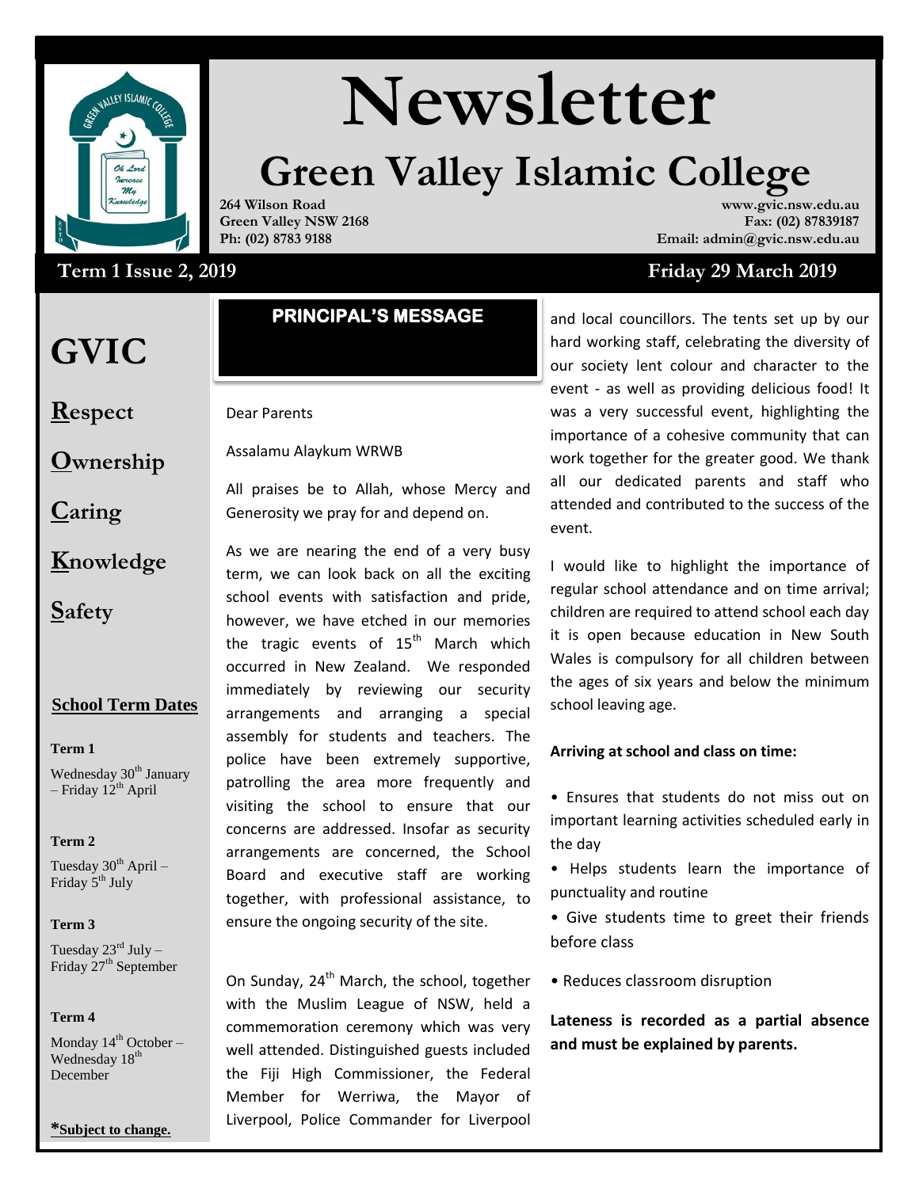# Newsletter

## Green Valley Islamic College

**264 Wilson Road**
**Green Valley NSW 2168**
**Ph: (02) 8783 9188**

**www.gvic.nsw.edu.au**
**Fax: (02) 87839187**
**Email: admin@gvic.nsw.edu.au**

**Term 1 Issue 2, 2019** **Friday 29 March 2019**

# GVIC

**R**espect

**O**wnership

**C**aring

**K**nowledge

**S**afety

### School Term Dates

**Term 1**

Wednesday 30th January – Friday 12th April

**Term 2**

Tuesday 30th April – Friday 5th July

**Term 3**

Tuesday 23rd July – Friday 27th September

**Term 4**

Monday 14th October – Wednesday 18th December

***Subject to change.**

## PRINCIPAL'S MESSAGE

Dear Parents

Assalamu Alaykum WRWB

All praises be to Allah, whose Mercy and Generosity we pray for and depend on.

As we are nearing the end of a very busy term, we can look back on all the exciting school events with satisfaction and pride, however, we have etched in our memories the tragic events of 15th March which occurred in New Zealand. We responded immediately by reviewing our security arrangements and arranging a special assembly for students and teachers. The police have been extremely supportive, patrolling the area more frequently and visiting the school to ensure that our concerns are addressed. Insofar as security arrangements are concerned, the School Board and executive staff are working together, with professional assistance, to ensure the ongoing security of the site.

On Sunday, 24th March, the school, together with the Muslim League of NSW, held a commemoration ceremony which was very well attended. Distinguished guests included the Fiji High Commissioner, the Federal Member for Werriwa, the Mayor of Liverpool, Police Commander for Liverpool and local councillors. The tents set up by our hard working staff, celebrating the diversity of our society lent colour and character to the event - as well as providing delicious food! It was a very successful event, highlighting the importance of a cohesive community that can work together for the greater good. We thank all our dedicated parents and staff who attended and contributed to the success of the event.

I would like to highlight the importance of regular school attendance and on time arrival; children are required to attend school each day it is open because education in New South Wales is compulsory for all children between the ages of six years and below the minimum school leaving age.

**Arriving at school and class on time:**

- Ensures that students do not miss out on important learning activities scheduled early in the day
- Helps students learn the importance of punctuality and routine
- Give students time to greet their friends before class
- Reduces classroom disruption

**Lateness is recorded as a partial absence and must be explained by parents.**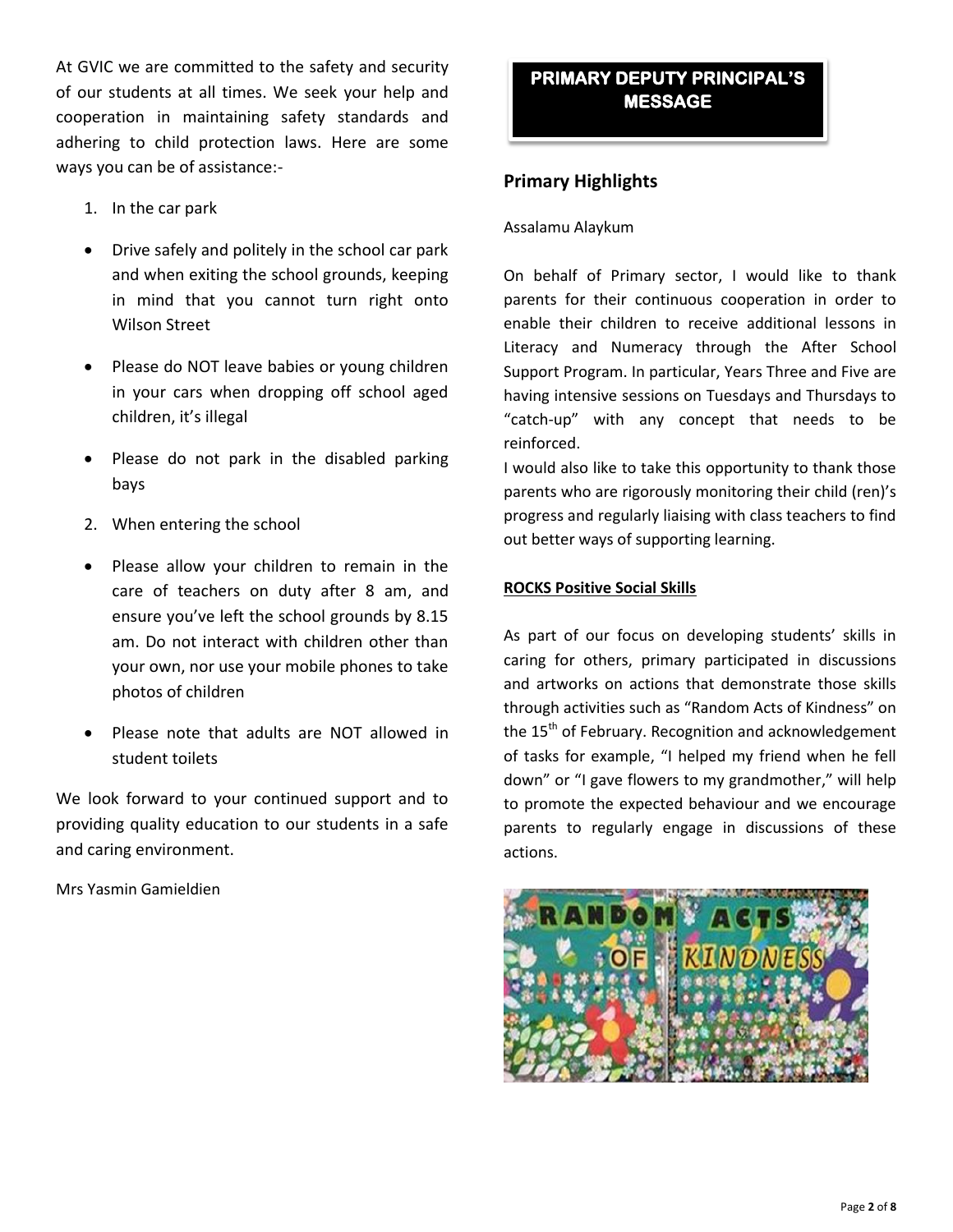At GVIC we are committed to the safety and security of our students at all times. We seek your help and cooperation in maintaining safety standards and adhering to child protection laws. Here are some ways you can be of assistance:-

1. In the car park

- Drive safely and politely in the school car park and when exiting the school grounds, keeping in mind that you cannot turn right onto Wilson Street
- Please do NOT leave babies or young children in your cars when dropping off school aged children, it's illegal
- Please do not park in the disabled parking bays

2. When entering the school

- Please allow your children to remain in the care of teachers on duty after 8 am, and ensure you've left the school grounds by 8.15 am. Do not interact with children other than your own, nor use your mobile phones to take photos of children
- Please note that adults are NOT allowed in student toilets

We look forward to your continued support and to providing quality education to our students in a safe and caring environment.

Mrs Yasmin Gamieldien

## PRIMARY DEPUTY PRINCIPAL'S MESSAGE

### Primary Highlights

Assalamu Alaykum

On behalf of Primary sector, I would like to thank parents for their continuous cooperation in order to enable their children to receive additional lessons in Literacy and Numeracy through the After School Support Program. In particular, Years Three and Five are having intensive sessions on Tuesdays and Thursdays to "catch-up" with any concept that needs to be reinforced.

I would also like to take this opportunity to thank those parents who are rigorously monitoring their child (ren)'s progress and regularly liaising with class teachers to find out better ways of supporting learning.

**ROCKS Positive Social Skills**

As part of our focus on developing students' skills in caring for others, primary participated in discussions and artworks on actions that demonstrate those skills through activities such as "Random Acts of Kindness" on the 15th of February. Recognition and acknowledgement of tasks for example, "I helped my friend when he fell down" or "I gave flowers to my grandmother," will help to promote the expected behaviour and we encourage parents to regularly engage in discussions of these actions.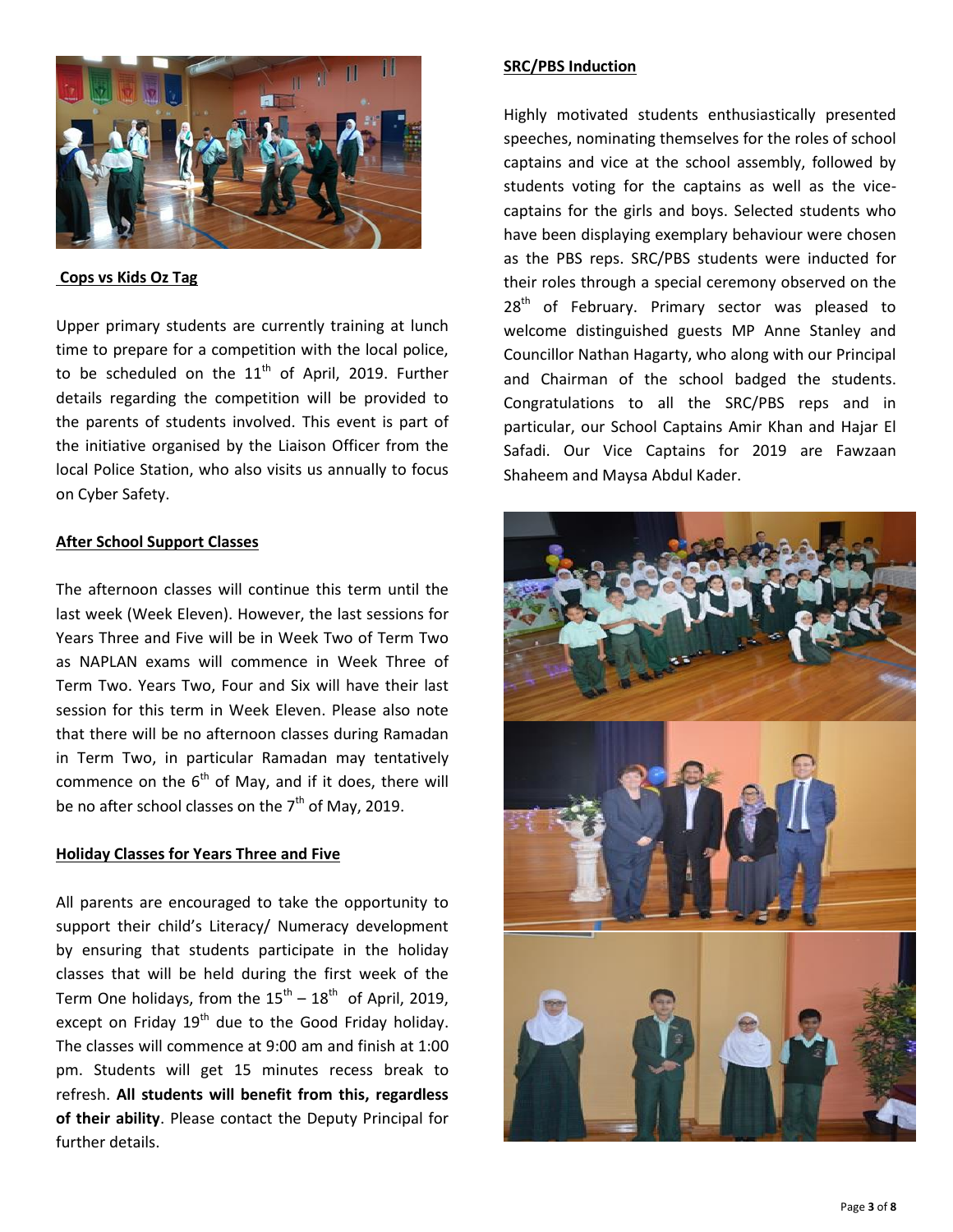## Cops vs Kids Oz Tag

Upper primary students are currently training at lunch time to prepare for a competition with the local police, to be scheduled on the 11th of April, 2019. Further details regarding the competition will be provided to the parents of students involved. This event is part of the initiative organised by the Liaison Officer from the local Police Station, who also visits us annually to focus on Cyber Safety.

## After School Support Classes

The afternoon classes will continue this term until the last week (Week Eleven). However, the last sessions for Years Three and Five will be in Week Two of Term Two as NAPLAN exams will commence in Week Three of Term Two. Years Two, Four and Six will have their last session for this term in Week Eleven. Please also note that there will be no afternoon classes during Ramadan in Term Two, in particular Ramadan may tentatively commence on the 6th of May, and if it does, there will be no after school classes on the 7th of May, 2019.

## Holiday Classes for Years Three and Five

All parents are encouraged to take the opportunity to support their child's Literacy/ Numeracy development by ensuring that students participate in the holiday classes that will be held during the first week of the Term One holidays, from the 15th – 18th of April, 2019, except on Friday 19th due to the Good Friday holiday. The classes will commence at 9:00 am and finish at 1:00 pm. Students will get 15 minutes recess break to refresh. **All students will benefit from this, regardless of their ability**. Please contact the Deputy Principal for further details.

## SRC/PBS Induction

Highly motivated students enthusiastically presented speeches, nominating themselves for the roles of school captains and vice at the school assembly, followed by students voting for the captains as well as the vice-captains for the girls and boys. Selected students who have been displaying exemplary behaviour were chosen as the PBS reps. SRC/PBS students were inducted for their roles through a special ceremony observed on the 28th of February. Primary sector was pleased to welcome distinguished guests MP Anne Stanley and Councillor Nathan Hagarty, who along with our Principal and Chairman of the school badged the students. Congratulations to all the SRC/PBS reps and in particular, our School Captains Amir Khan and Hajar El Safadi. Our Vice Captains for 2019 are Fawzaan Shaheem and Maysa Abdul Kader.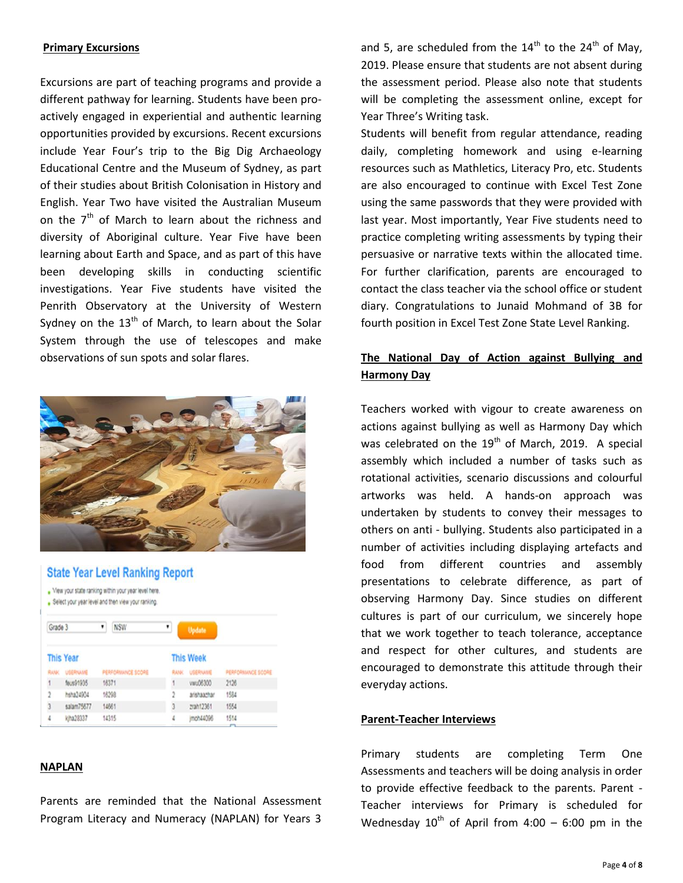**Primary Excursions**

Excursions are part of teaching programs and provide a different pathway for learning. Students have been pro-actively engaged in experiential and authentic learning opportunities provided by excursions. Recent excursions include Year Four's trip to the Big Dig Archaeology Educational Centre and the Museum of Sydney, as part of their studies about British Colonisation in History and English. Year Two have visited the Australian Museum on the 7th of March to learn about the richness and diversity of Aboriginal culture. Year Five have been learning about Earth and Space, and as part of this have been developing skills in conducting scientific investigations. Year Five students have visited the Penrith Observatory at the University of Western Sydney on the 13th of March, to learn about the Solar System through the use of telescopes and make observations of sun spots and solar flares.

**NAPLAN**

Parents are reminded that the National Assessment Program Literacy and Numeracy (NAPLAN) for Years 3 and 5, are scheduled from the 14th to the 24th of May, 2019. Please ensure that students are not absent during the assessment period. Please also note that students will be completing the assessment online, except for Year Three's Writing task.

Students will benefit from regular attendance, reading daily, completing homework and using e-learning resources such as Mathletics, Literacy Pro, etc. Students are also encouraged to continue with Excel Test Zone using the same passwords that they were provided with last year. Most importantly, Year Five students need to practice completing writing assessments by typing their persuasive or narrative texts within the allocated time. For further clarification, parents are encouraged to contact the class teacher via the school office or student diary. Congratulations to Junaid Mohmand of 3B for fourth position in Excel Test Zone State Level Ranking.

**The National Day of Action against Bullying and Harmony Day**

Teachers worked with vigour to create awareness on actions against bullying as well as Harmony Day which was celebrated on the 19th of March, 2019. A special assembly which included a number of tasks such as rotational activities, scenario discussions and colourful artworks was held. A hands-on approach was undertaken by students to convey their messages to others on anti - bullying. Students also participated in a number of activities including displaying artefacts and food from different countries and assembly presentations to celebrate difference, as part of observing Harmony Day. Since studies on different cultures is part of our curriculum, we sincerely hope that we work together to teach tolerance, acceptance and respect for other cultures, and students are encouraged to demonstrate this attitude through their everyday actions.

**Parent-Teacher Interviews**

Primary students are completing Term One Assessments and teachers will be doing analysis in order to provide effective feedback to the parents. Parent - Teacher interviews for Primary is scheduled for Wednesday 10th of April from 4:00 – 6:00 pm in the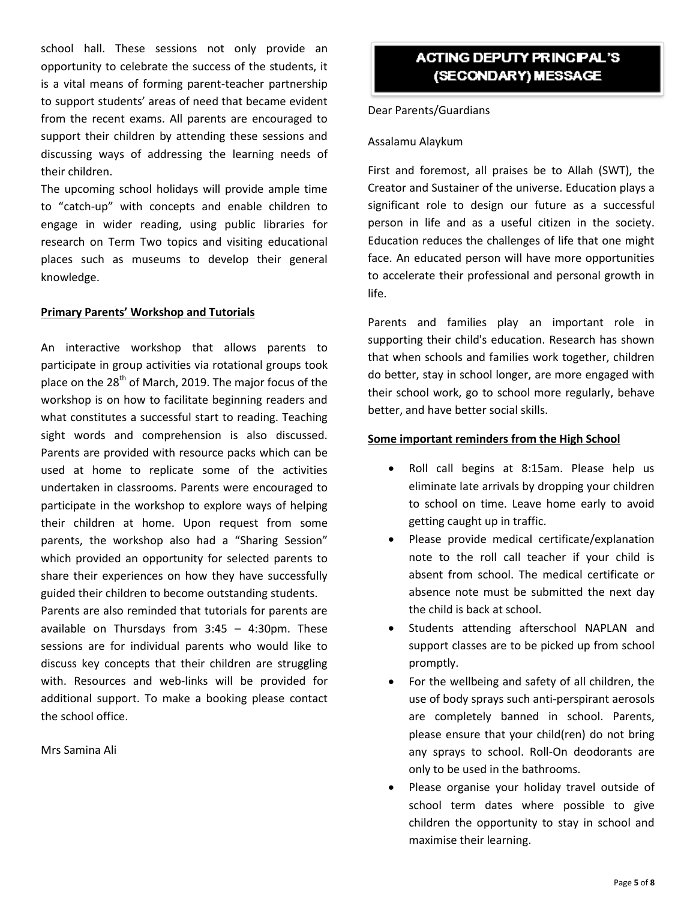school hall. These sessions not only provide an opportunity to celebrate the success of the students, it is a vital means of forming parent-teacher partnership to support students' areas of need that became evident from the recent exams. All parents are encouraged to support their children by attending these sessions and discussing ways of addressing the learning needs of their children.

The upcoming school holidays will provide ample time to "catch-up" with concepts and enable children to engage in wider reading, using public libraries for research on Term Two topics and visiting educational places such as museums to develop their general knowledge.

**Primary Parents' Workshop and Tutorials**

An interactive workshop that allows parents to participate in group activities via rotational groups took place on the 28th of March, 2019. The major focus of the workshop is on how to facilitate beginning readers and what constitutes a successful start to reading. Teaching sight words and comprehension is also discussed. Parents are provided with resource packs which can be used at home to replicate some of the activities undertaken in classrooms. Parents were encouraged to participate in the workshop to explore ways of helping their children at home. Upon request from some parents, the workshop also had a "Sharing Session" which provided an opportunity for selected parents to share their experiences on how they have successfully guided their children to become outstanding students.

Parents are also reminded that tutorials for parents are available on Thursdays from 3:45 – 4:30pm. These sessions are for individual parents who would like to discuss key concepts that their children are struggling with. Resources and web-links will be provided for additional support. To make a booking please contact the school office.

Mrs Samina Ali

## ACTING DEPUTY PRINCIPAL'S (SECONDARY) MESSAGE

Dear Parents/Guardians

Assalamu Alaykum

First and foremost, all praises be to Allah (SWT), the Creator and Sustainer of the universe. Education plays a significant role to design our future as a successful person in life and as a useful citizen in the society. Education reduces the challenges of life that one might face. An educated person will have more opportunities to accelerate their professional and personal growth in life.

Parents and families play an important role in supporting their child's education. Research has shown that when schools and families work together, children do better, stay in school longer, are more engaged with their school work, go to school more regularly, behave better, and have better social skills.

**Some important reminders from the High School**

- Roll call begins at 8:15am. Please help us eliminate late arrivals by dropping your children to school on time. Leave home early to avoid getting caught up in traffic.
- Please provide medical certificate/explanation note to the roll call teacher if your child is absent from school. The medical certificate or absence note must be submitted the next day the child is back at school.
- Students attending afterschool NAPLAN and support classes are to be picked up from school promptly.
- For the wellbeing and safety of all children, the use of body sprays such anti-perspirant aerosols are completely banned in school. Parents, please ensure that your child(ren) do not bring any sprays to school. Roll-On deodorants are only to be used in the bathrooms.
- Please organise your holiday travel outside of school term dates where possible to give children the opportunity to stay in school and maximise their learning.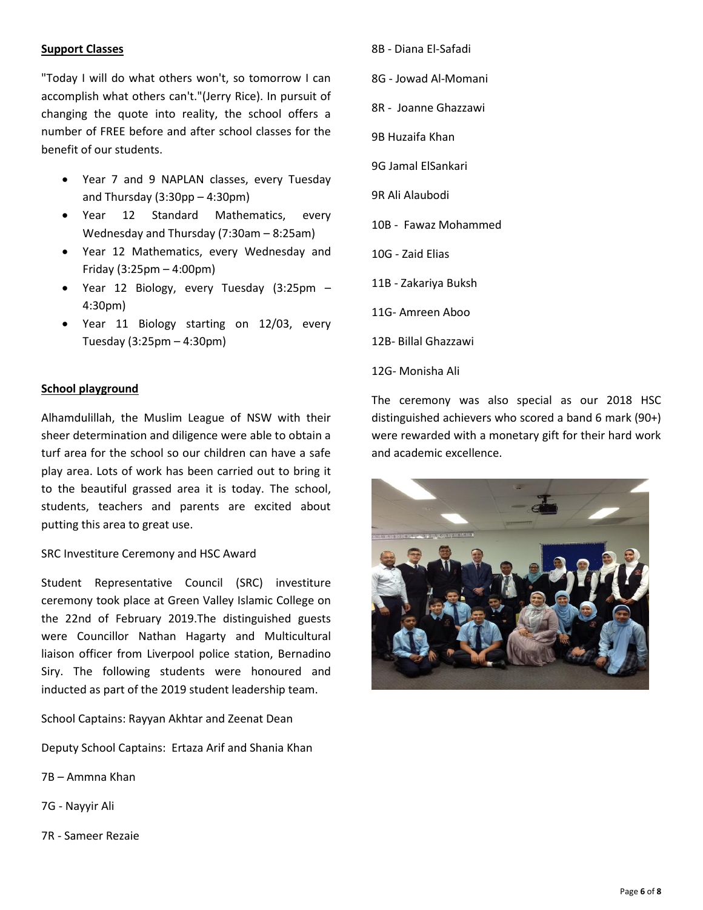## Support Classes

"Today I will do what others won't, so tomorrow I can accomplish what others can't."(Jerry Rice). In pursuit of changing the quote into reality, the school offers a number of FREE before and after school classes for the benefit of our students.

- Year 7 and 9 NAPLAN classes, every Tuesday and Thursday (3:30pp – 4:30pm)
- Year 12 Standard Mathematics, every Wednesday and Thursday (7:30am – 8:25am)
- Year 12 Mathematics, every Wednesday and Friday (3:25pm – 4:00pm)
- Year 12 Biology, every Tuesday (3:25pm – 4:30pm)
- Year 11 Biology starting on 12/03, every Tuesday (3:25pm – 4:30pm)

## School playground

Alhamdulillah, the Muslim League of NSW with their sheer determination and diligence were able to obtain a turf area for the school so our children can have a safe play area. Lots of work has been carried out to bring it to the beautiful grassed area it is today. The school, students, teachers and parents are excited about putting this area to great use.

SRC Investiture Ceremony and HSC Award

Student Representative Council (SRC) investiture ceremony took place at Green Valley Islamic College on the 22nd of February 2019.The distinguished guests were Councillor Nathan Hagarty and Multicultural liaison officer from Liverpool police station, Bernadino Siry. The following students were honoured and inducted as part of the 2019 student leadership team.

School Captains: Rayyan Akhtar and Zeenat Dean

Deputy School Captains: Ertaza Arif and Shania Khan

7B – Ammna Khan

7G - Nayyir Ali

7R - Sameer Rezaie

8B - Diana El-Safadi

8G - Jowad Al-Momani

8R - Joanne Ghazzawi

9B Huzaifa Khan

9G Jamal ElSankari

9R Ali Alaubodi

10B - Fawaz Mohammed

10G - Zaid Elias

11B - Zakariya Buksh

11G- Amreen Aboo

12B- Billal Ghazzawi

12G- Monisha Ali

The ceremony was also special as our 2018 HSC distinguished achievers who scored a band 6 mark (90+) were rewarded with a monetary gift for their hard work and academic excellence.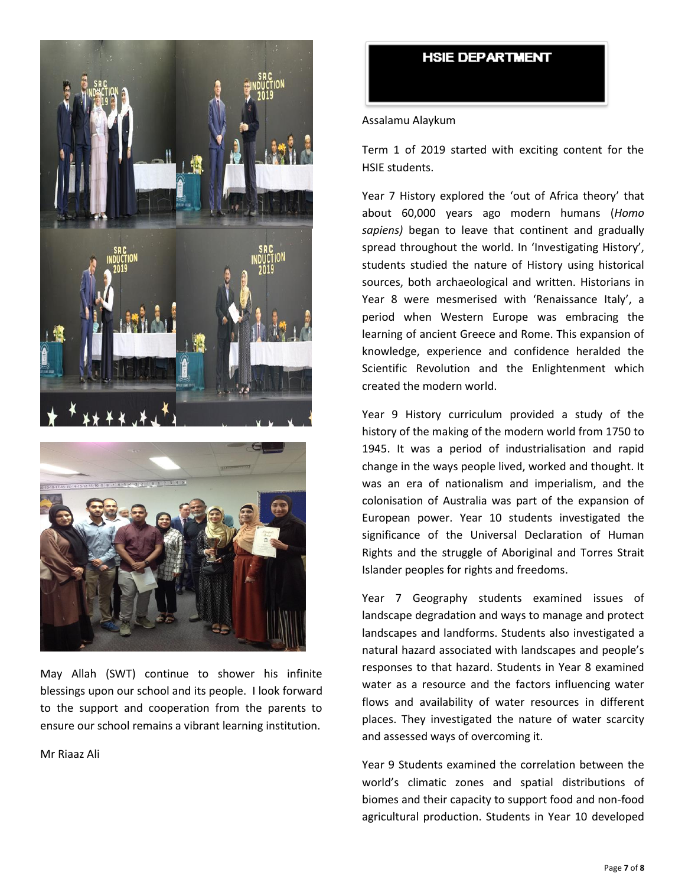May Allah (SWT) continue to shower his infinite blessings upon our school and its people. I look forward to the support and cooperation from the parents to ensure our school remains a vibrant learning institution.

Mr Riaaz Ali

## HSIE DEPARTMENT

Assalamu Alaykum

Term 1 of 2019 started with exciting content for the HSIE students.

Year 7 History explored the 'out of Africa theory' that about 60,000 years ago modern humans (*Homo sapiens)* began to leave that continent and gradually spread throughout the world. In 'Investigating History', students studied the nature of History using historical sources, both archaeological and written. Historians in Year 8 were mesmerised with 'Renaissance Italy', a period when Western Europe was embracing the learning of ancient Greece and Rome. This expansion of knowledge, experience and confidence heralded the Scientific Revolution and the Enlightenment which created the modern world.

Year 9 History curriculum provided a study of the history of the making of the modern world from 1750 to 1945. It was a period of industrialisation and rapid change in the ways people lived, worked and thought. It was an era of nationalism and imperialism, and the colonisation of Australia was part of the expansion of European power. Year 10 students investigated the significance of the Universal Declaration of Human Rights and the struggle of Aboriginal and Torres Strait Islander peoples for rights and freedoms.

Year 7 Geography students examined issues of landscape degradation and ways to manage and protect landscapes and landforms. Students also investigated a natural hazard associated with landscapes and people's responses to that hazard. Students in Year 8 examined water as a resource and the factors influencing water flows and availability of water resources in different places. They investigated the nature of water scarcity and assessed ways of overcoming it.

Year 9 Students examined the correlation between the world's climatic zones and spatial distributions of biomes and their capacity to support food and non-food agricultural production. Students in Year 10 developed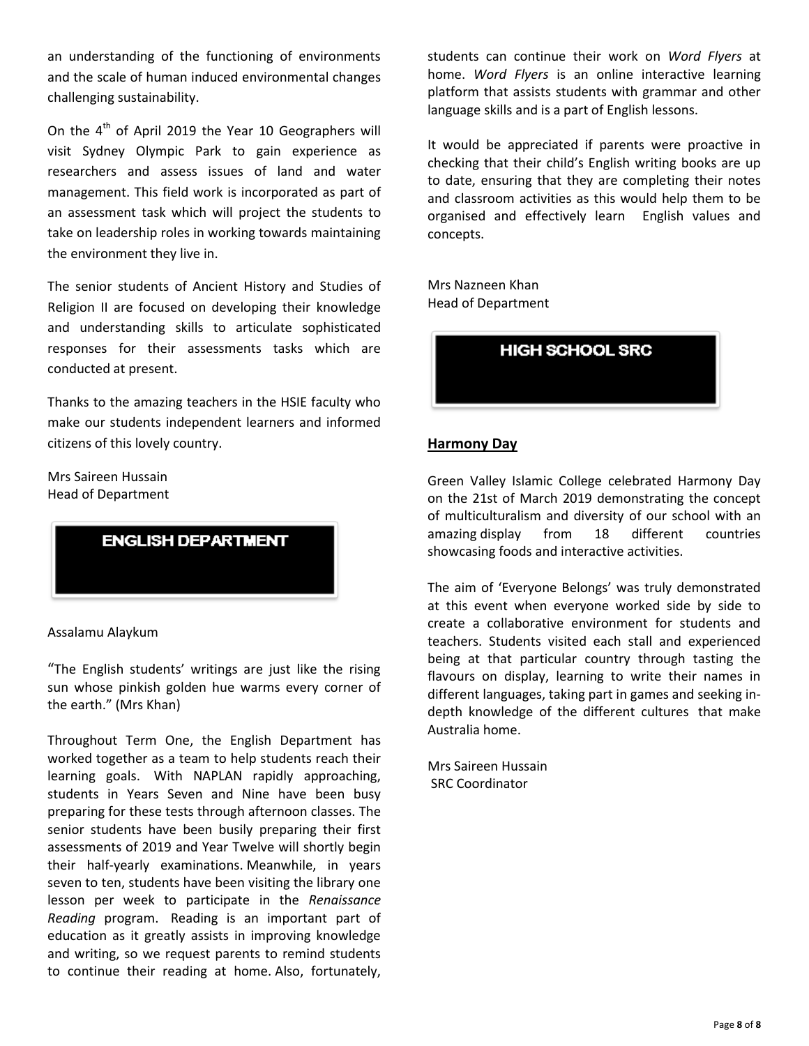an understanding of the functioning of environments and the scale of human induced environmental changes challenging sustainability.

On the 4th of April 2019 the Year 10 Geographers will visit Sydney Olympic Park to gain experience as researchers and assess issues of land and water management. This field work is incorporated as part of an assessment task which will project the students to take on leadership roles in working towards maintaining the environment they live in.

The senior students of Ancient History and Studies of Religion II are focused on developing their knowledge and understanding skills to articulate sophisticated responses for their assessments tasks which are conducted at present.

Thanks to the amazing teachers in the HSIE faculty who make our students independent learners and informed citizens of this lovely country.

Mrs Saireen Hussain
Head of Department

## ENGLISH DEPARTMENT

Assalamu Alaykum

"The English students' writings are just like the rising sun whose pinkish golden hue warms every corner of the earth." (Mrs Khan)

Throughout Term One, the English Department has worked together as a team to help students reach their learning goals. With NAPLAN rapidly approaching, students in Years Seven and Nine have been busy preparing for these tests through afternoon classes. The senior students have been busily preparing their first assessments of 2019 and Year Twelve will shortly begin their half-yearly examinations. Meanwhile, in years seven to ten, students have been visiting the library one lesson per week to participate in the *Renaissance Reading* program. Reading is an important part of education as it greatly assists in improving knowledge and writing, so we request parents to remind students to continue their reading at home. Also, fortunately, students can continue their work on *Word Flyers* at home. *Word Flyers* is an online interactive learning platform that assists students with grammar and other language skills and is a part of English lessons.

It would be appreciated if parents were proactive in checking that their child's English writing books are up to date, ensuring that they are completing their notes and classroom activities as this would help them to be organised and effectively learn English values and concepts.

Mrs Nazneen Khan
Head of Department

## HIGH SCHOOL SRC

**Harmony Day**

Green Valley Islamic College celebrated Harmony Day on the 21st of March 2019 demonstrating the concept of multiculturalism and diversity of our school with an amazing display from 18 different countries showcasing foods and interactive activities.

The aim of 'Everyone Belongs' was truly demonstrated at this event when everyone worked side by side to create a collaborative environment for students and teachers. Students visited each stall and experienced being at that particular country through tasting the flavours on display, learning to write their names in different languages, taking part in games and seeking in-depth knowledge of the different cultures that make Australia home.

Mrs Saireen Hussain
SRC Coordinator